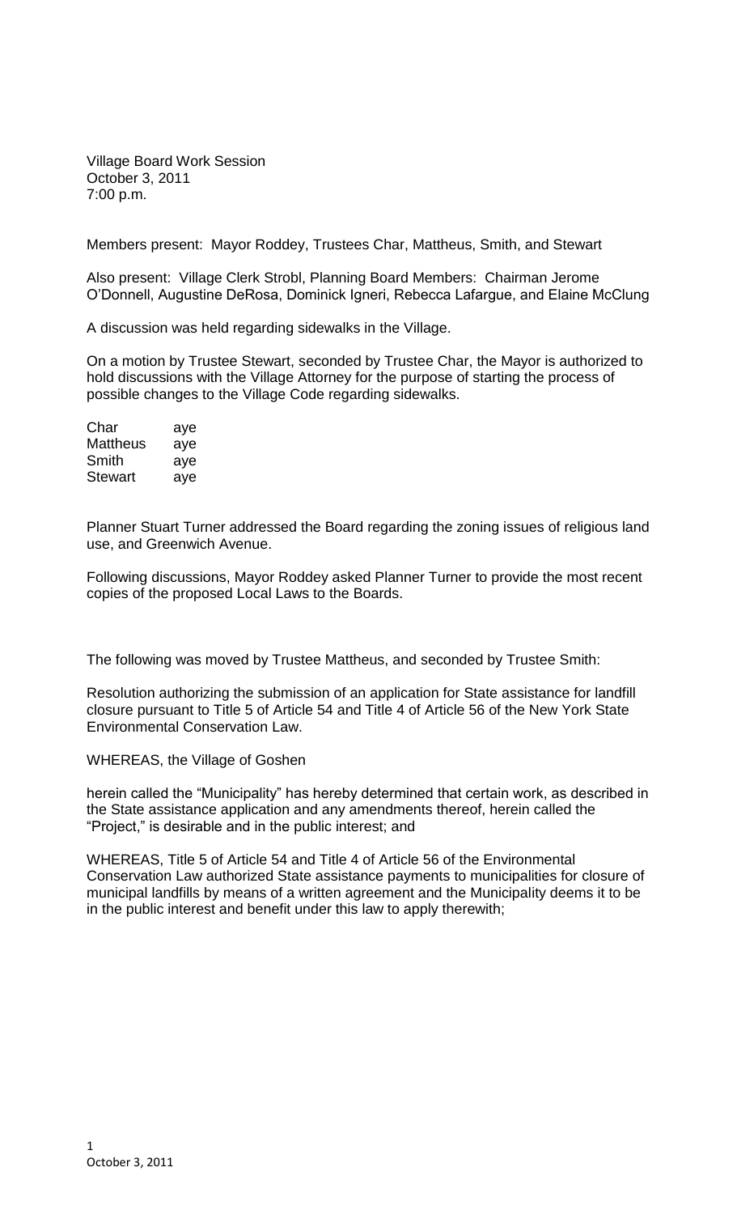Village Board Work Session
October 3, 2011
7:00 p.m.

Members present: Mayor Roddey, Trustees Char, Mattheus, Smith, and Stewart

Also present: Village Clerk Strobl, Planning Board Members: Chairman Jerome O'Donnell, Augustine DeRosa, Dominick Igneri, Rebecca Lafargue, and Elaine McClung

A discussion was held regarding sidewalks in the Village.

On a motion by Trustee Stewart, seconded by Trustee Char, the Mayor is authorized to hold discussions with the Village Attorney for the purpose of starting the process of possible changes to the Village Code regarding sidewalks.

| | |
|---|---|
| Char | aye |
| Mattheus | aye |
| Smith | aye |
| Stewart | aye |

Planner Stuart Turner addressed the Board regarding the zoning issues of religious land use, and Greenwich Avenue.

Following discussions, Mayor Roddey asked Planner Turner to provide the most recent copies of the proposed Local Laws to the Boards.

The following was moved by Trustee Mattheus, and seconded by Trustee Smith:

Resolution authorizing the submission of an application for State assistance for landfill closure pursuant to Title 5 of Article 54 and Title 4 of Article 56 of the New York State Environmental Conservation Law.

WHEREAS, the Village of Goshen

herein called the "Municipality" has hereby determined that certain work, as described in the State assistance application and any amendments thereof, herein called the "Project," is desirable and in the public interest; and

WHEREAS, Title 5 of Article 54 and Title 4 of Article 56 of the Environmental Conservation Law authorized State assistance payments to municipalities for closure of municipal landfills by means of a written agreement and the Municipality deems it to be in the public interest and benefit under this law to apply therewith;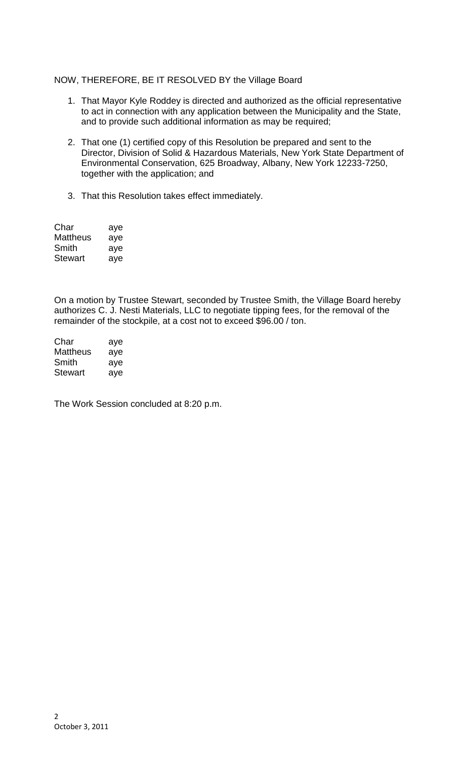NOW, THEREFORE, BE IT RESOLVED BY the Village Board

1. That Mayor Kyle Roddey is directed and authorized as the official representative to act in connection with any application between the Municipality and the State, and to provide such additional information as may be required;

2. That one (1) certified copy of this Resolution be prepared and sent to the Director, Division of Solid & Hazardous Materials, New York State Department of Environmental Conservation, 625 Broadway, Albany, New York 12233-7250, together with the application; and

3. That this Resolution takes effect immediately.

| | |
|---|---|
| Char | aye |
| Mattheus | aye |
| Smith | aye |
| Stewart | aye |

On a motion by Trustee Stewart, seconded by Trustee Smith, the Village Board hereby authorizes C. J. Nesti Materials, LLC to negotiate tipping fees, for the removal of the remainder of the stockpile, at a cost not to exceed $96.00 / ton.

| | |
|---|---|
| Char | aye |
| Mattheus | aye |
| Smith | aye |
| Stewart | aye |

The Work Session concluded at 8:20 p.m.